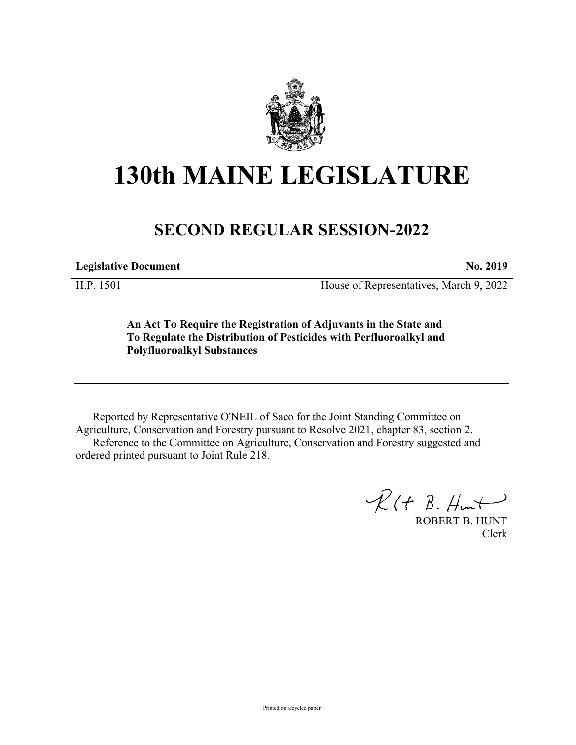# 130th MAINE LEGISLATURE

## SECOND REGULAR SESSION-2022

**Legislative Document** **No. 2019**

H.P. 1501 House of Representatives, March 9, 2022

**An Act To Require the Registration of Adjuvants in the State and To Regulate the Distribution of Pesticides with Perfluoroalkyl and Polyfluoroalkyl Substances**

---

Reported by Representative O'NEIL of Saco for the Joint Standing Committee on Agriculture, Conservation and Forestry pursuant to Resolve 2021, chapter 83, section 2.

Reference to the Committee on Agriculture, Conservation and Forestry suggested and ordered printed pursuant to Joint Rule 218.

ROBERT B. HUNT
Clerk

Printed on recycled paper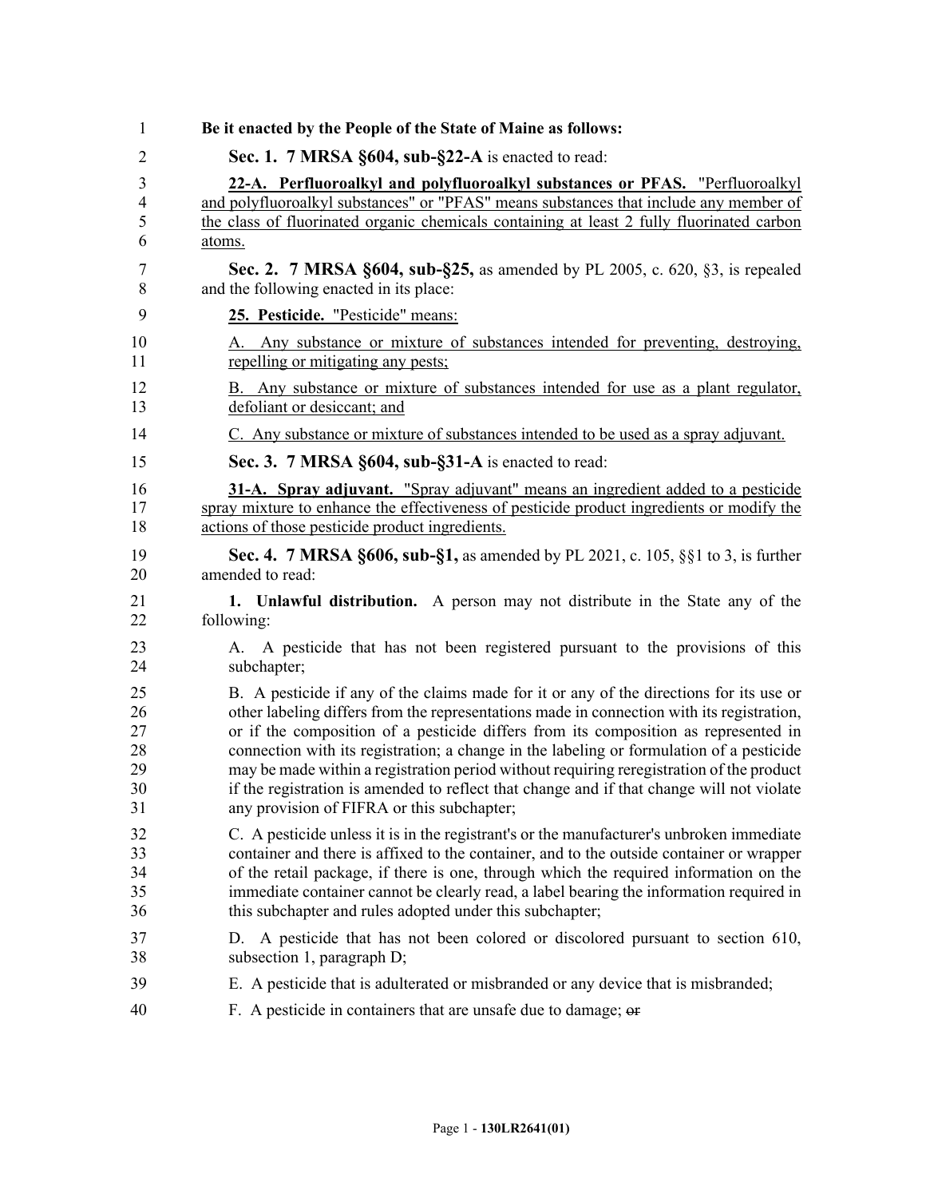**Be it enacted by the People of the State of Maine as follows:**

**Sec. 1. 7 MRSA §604, sub-§22-A** is enacted to read:

**22-A. Perfluoroalkyl and polyfluoroalkyl substances or PFAS.** "Perfluoroalkyl and polyfluoroalkyl substances" or "PFAS" means substances that include any member of the class of fluorinated organic chemicals containing at least 2 fully fluorinated carbon atoms.

**Sec. 2. 7 MRSA §604, sub-§25,** as amended by PL 2005, c. 620, §3, is repealed and the following enacted in its place:

**25. Pesticide.** "Pesticide" means:

A. Any substance or mixture of substances intended for preventing, destroying, repelling or mitigating any pests;

B. Any substance or mixture of substances intended for use as a plant regulator, defoliant or desiccant; and

C. Any substance or mixture of substances intended to be used as a spray adjuvant.

**Sec. 3. 7 MRSA §604, sub-§31-A** is enacted to read:

**31-A. Spray adjuvant.** "Spray adjuvant" means an ingredient added to a pesticide spray mixture to enhance the effectiveness of pesticide product ingredients or modify the actions of those pesticide product ingredients.

**Sec. 4. 7 MRSA §606, sub-§1,** as amended by PL 2021, c. 105, §§1 to 3, is further amended to read:

**1. Unlawful distribution.** A person may not distribute in the State any of the following:

A. A pesticide that has not been registered pursuant to the provisions of this subchapter;

B. A pesticide if any of the claims made for it or any of the directions for its use or other labeling differs from the representations made in connection with its registration, or if the composition of a pesticide differs from its composition as represented in connection with its registration; a change in the labeling or formulation of a pesticide may be made within a registration period without requiring reregistration of the product if the registration is amended to reflect that change and if that change will not violate any provision of FIFRA or this subchapter;

C. A pesticide unless it is in the registrant's or the manufacturer's unbroken immediate container and there is affixed to the container, and to the outside container or wrapper of the retail package, if there is one, through which the required information on the immediate container cannot be clearly read, a label bearing the information required in this subchapter and rules adopted under this subchapter;

D. A pesticide that has not been colored or discolored pursuant to section 610, subsection 1, paragraph D;

E. A pesticide that is adulterated or misbranded or any device that is misbranded;

F. A pesticide in containers that are unsafe due to damage; ~~or~~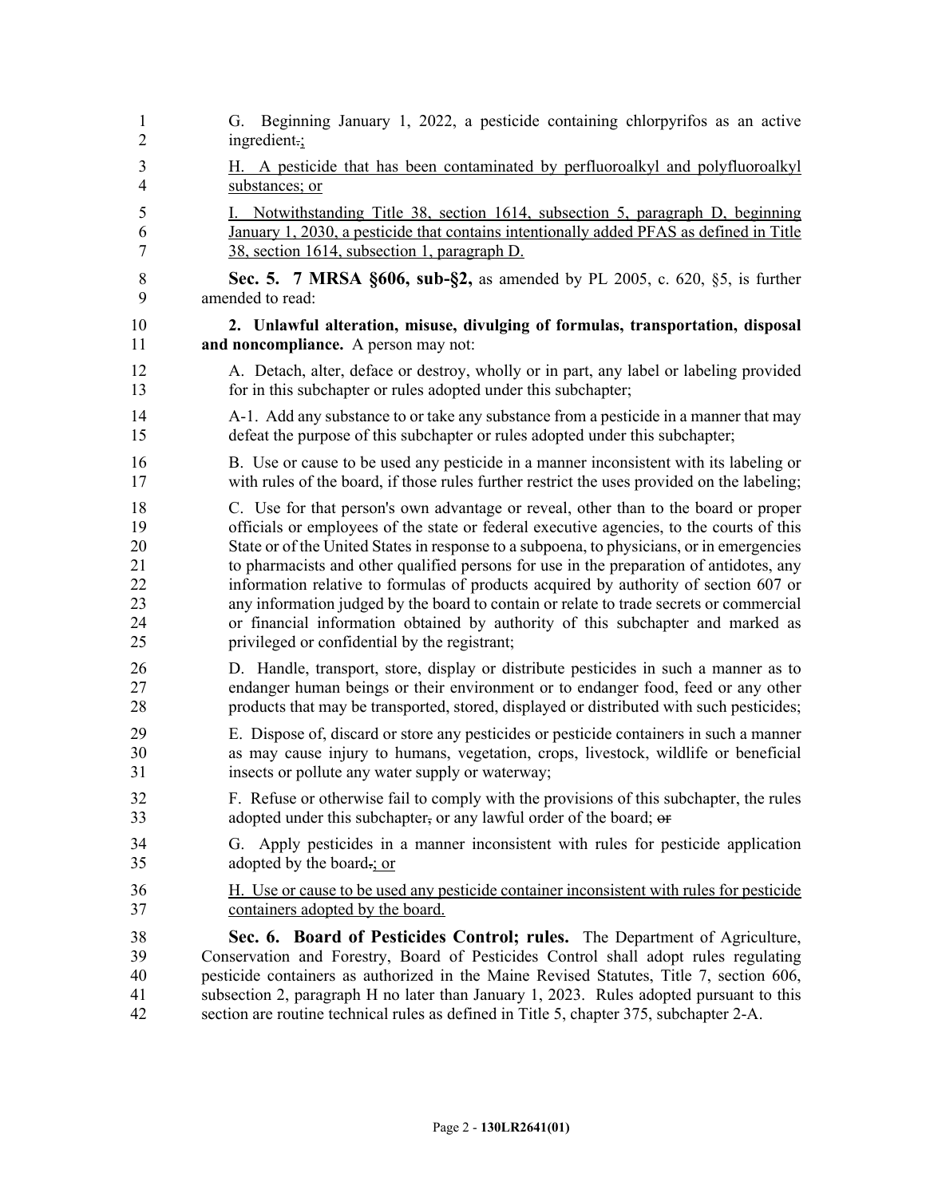G. Beginning January 1, 2022, a pesticide containing chlorpyrifos as an active ingredient.;

H. A pesticide that has been contaminated by perfluoroalkyl and polyfluoroalkyl substances; or

I. Notwithstanding Title 38, section 1614, subsection 5, paragraph D, beginning January 1, 2030, a pesticide that contains intentionally added PFAS as defined in Title 38, section 1614, subsection 1, paragraph D.

**Sec. 5. 7 MRSA §606, sub-§2,** as amended by PL 2005, c. 620, §5, is further amended to read:

**2. Unlawful alteration, misuse, divulging of formulas, transportation, disposal and noncompliance.** A person may not:

A. Detach, alter, deface or destroy, wholly or in part, any label or labeling provided for in this subchapter or rules adopted under this subchapter;

A-1. Add any substance to or take any substance from a pesticide in a manner that may defeat the purpose of this subchapter or rules adopted under this subchapter;

B. Use or cause to be used any pesticide in a manner inconsistent with its labeling or with rules of the board, if those rules further restrict the uses provided on the labeling;

C. Use for that person's own advantage or reveal, other than to the board or proper officials or employees of the state or federal executive agencies, to the courts of this State or of the United States in response to a subpoena, to physicians, or in emergencies to pharmacists and other qualified persons for use in the preparation of antidotes, any information relative to formulas of products acquired by authority of section 607 or any information judged by the board to contain or relate to trade secrets or commercial or financial information obtained by authority of this subchapter and marked as privileged or confidential by the registrant;

D. Handle, transport, store, display or distribute pesticides in such a manner as to endanger human beings or their environment or to endanger food, feed or any other products that may be transported, stored, displayed or distributed with such pesticides;

E. Dispose of, discard or store any pesticides or pesticide containers in such a manner as may cause injury to humans, vegetation, crops, livestock, wildlife or beneficial insects or pollute any water supply or waterway;

F. Refuse or otherwise fail to comply with the provisions of this subchapter, the rules adopted under this subchapter, or any lawful order of the board; or

G. Apply pesticides in a manner inconsistent with rules for pesticide application adopted by the board.; or

H. Use or cause to be used any pesticide container inconsistent with rules for pesticide containers adopted by the board.

**Sec. 6. Board of Pesticides Control; rules.** The Department of Agriculture, Conservation and Forestry, Board of Pesticides Control shall adopt rules regulating pesticide containers as authorized in the Maine Revised Statutes, Title 7, section 606, subsection 2, paragraph H no later than January 1, 2023. Rules adopted pursuant to this section are routine technical rules as defined in Title 5, chapter 375, subchapter 2-A.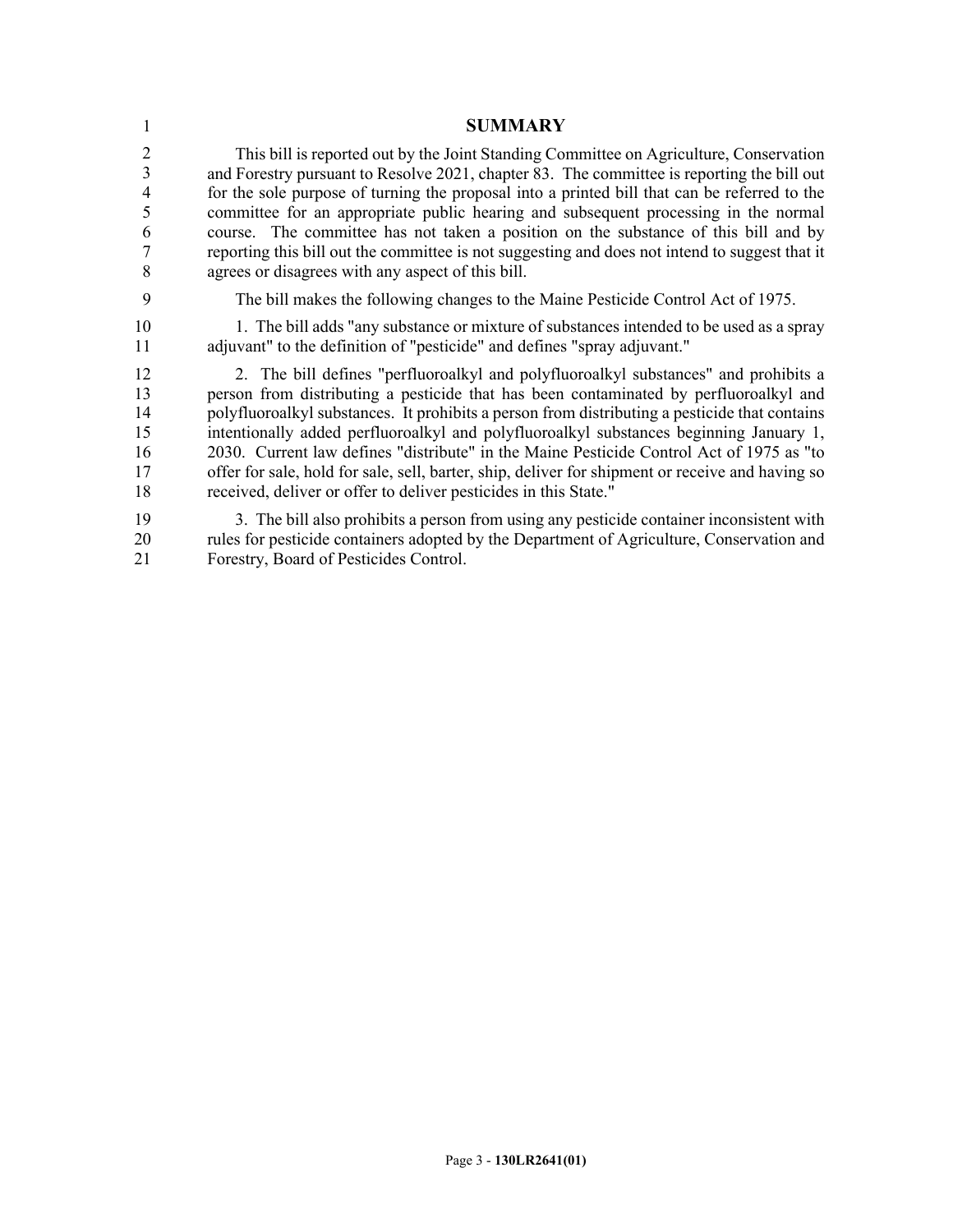## SUMMARY

This bill is reported out by the Joint Standing Committee on Agriculture, Conservation and Forestry pursuant to Resolve 2021, chapter 83. The committee is reporting the bill out for the sole purpose of turning the proposal into a printed bill that can be referred to the committee for an appropriate public hearing and subsequent processing in the normal course. The committee has not taken a position on the substance of this bill and by reporting this bill out the committee is not suggesting and does not intend to suggest that it agrees or disagrees with any aspect of this bill.

The bill makes the following changes to the Maine Pesticide Control Act of 1975.

1. The bill adds "any substance or mixture of substances intended to be used as a spray adjuvant" to the definition of "pesticide" and defines "spray adjuvant."

2. The bill defines "perfluoroalkyl and polyfluoroalkyl substances" and prohibits a person from distributing a pesticide that has been contaminated by perfluoroalkyl and polyfluoroalkyl substances. It prohibits a person from distributing a pesticide that contains intentionally added perfluoroalkyl and polyfluoroalkyl substances beginning January 1, 2030. Current law defines "distribute" in the Maine Pesticide Control Act of 1975 as "to offer for sale, hold for sale, sell, barter, ship, deliver for shipment or receive and having so received, deliver or offer to deliver pesticides in this State."

3. The bill also prohibits a person from using any pesticide container inconsistent with rules for pesticide containers adopted by the Department of Agriculture, Conservation and Forestry, Board of Pesticides Control.